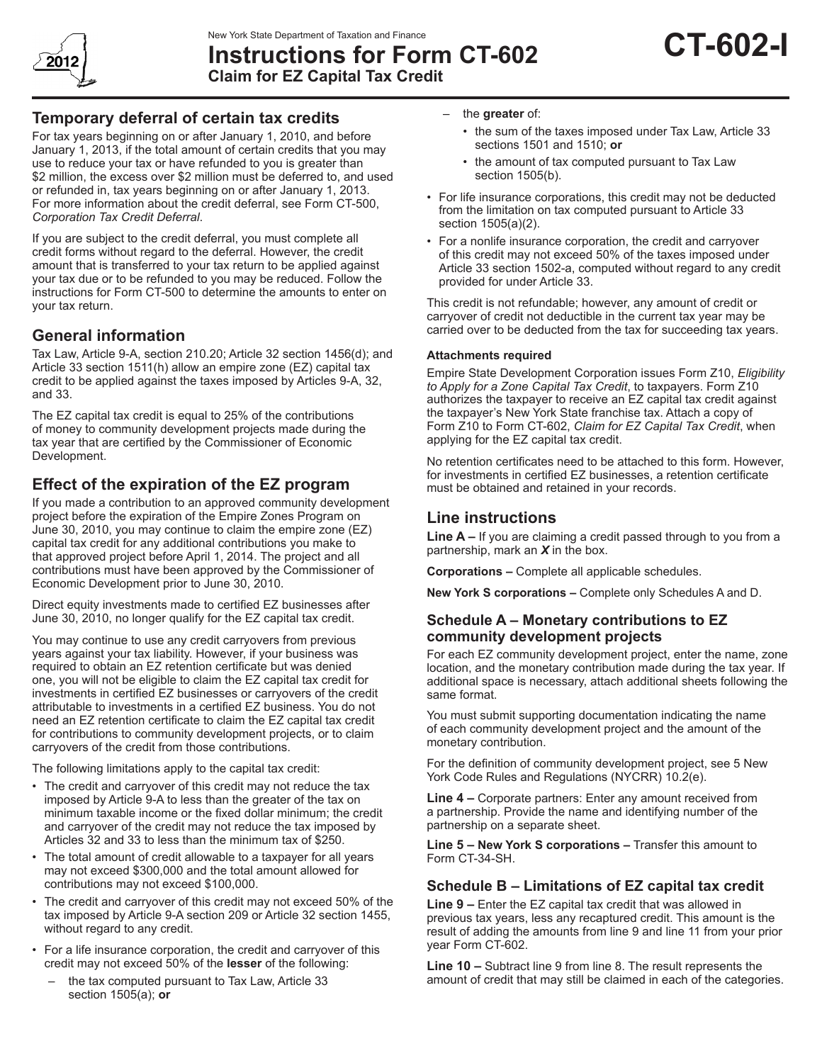New York State Department of Taxation and Finance

# Instructions for Form CT-602

**Claim for EZ Capital Tax Credit**

**CT-602-I**

2012

## Temporary deferral of certain tax credits

For tax years beginning on or after January 1, 2010, and before January 1, 2013, if the total amount of certain credits that you may use to reduce your tax or have refunded to you is greater than $2 million, the excess over $2 million must be deferred to, and used or refunded in, tax years beginning on or after January 1, 2013. For more information about the credit deferral, see Form CT-500, *Corporation Tax Credit Deferral*.

If you are subject to the credit deferral, you must complete all credit forms without regard to the deferral. However, the credit amount that is transferred to your tax return to be applied against your tax due or to be refunded to you may be reduced. Follow the instructions for Form CT-500 to determine the amounts to enter on your tax return.

## General information

Tax Law, Article 9-A, section 210.20; Article 32 section 1456(d); and Article 33 section 1511(h) allow an empire zone (EZ) capital tax credit to be applied against the taxes imposed by Articles 9-A, 32, and 33.

The EZ capital tax credit is equal to 25% of the contributions of money to community development projects made during the tax year that are certified by the Commissioner of Economic Development.

## Effect of the expiration of the EZ program

If you made a contribution to an approved community development project before the expiration of the Empire Zones Program on June 30, 2010, you may continue to claim the empire zone (EZ) capital tax credit for any additional contributions you make to that approved project before April 1, 2014. The project and all contributions must have been approved by the Commissioner of Economic Development prior to June 30, 2010.

Direct equity investments made to certified EZ businesses after June 30, 2010, no longer qualify for the EZ capital tax credit.

You may continue to use any credit carryovers from previous years against your tax liability. However, if your business was required to obtain an EZ retention certificate but was denied one, you will not be eligible to claim the EZ capital tax credit for investments in certified EZ businesses or carryovers of the credit attributable to investments in a certified EZ business. You do not need an EZ retention certificate to claim the EZ capital tax credit for contributions to community development projects, or to claim carryovers of the credit from those contributions.

The following limitations apply to the capital tax credit:

- The credit and carryover of this credit may not reduce the tax imposed by Article 9-A to less than the greater of the tax on minimum taxable income or the fixed dollar minimum; the credit and carryover of the credit may not reduce the tax imposed by Articles 32 and 33 to less than the minimum tax of $250.
- The total amount of credit allowable to a taxpayer for all years may not exceed $300,000 and the total amount allowed for contributions may not exceed $100,000.
- The credit and carryover of this credit may not exceed 50% of the tax imposed by Article 9-A section 209 or Article 32 section 1455, without regard to any credit.
- For a life insurance corporation, the credit and carryover of this credit may not exceed 50% of the **lesser** of the following:
  - the tax computed pursuant to Tax Law, Article 33 section 1505(a); **or**
  - the **greater** of:
    - the sum of the taxes imposed under Tax Law, Article 33 sections 1501 and 1510; **or**
    - the amount of tax computed pursuant to Tax Law section 1505(b).
- For life insurance corporations, this credit may not be deducted from the limitation on tax computed pursuant to Article 33 section 1505(a)(2).
- For a nonlife insurance corporation, the credit and carryover of this credit may not exceed 50% of the taxes imposed under Article 33 section 1502-a, computed without regard to any credit provided for under Article 33.

This credit is not refundable; however, any amount of credit or carryover of credit not deductible in the current tax year may be carried over to be deducted from the tax for succeeding tax years.

#### Attachments required

Empire State Development Corporation issues Form Z10, *Eligibility to Apply for a Zone Capital Tax Credit*, to taxpayers. Form Z10 authorizes the taxpayer to receive an EZ capital tax credit against the taxpayer's New York State franchise tax. Attach a copy of Form Z10 to Form CT-602, *Claim for EZ Capital Tax Credit*, when applying for the EZ capital tax credit.

No retention certificates need to be attached to this form. However, for investments in certified EZ businesses, a retention certificate must be obtained and retained in your records.

## Line instructions

**Line A –** If you are claiming a credit passed through to you from a partnership, mark an ***X*** in the box.

**Corporations –** Complete all applicable schedules.

**New York S corporations –** Complete only Schedules A and D.

### Schedule A – Monetary contributions to EZ community development projects

For each EZ community development project, enter the name, zone location, and the monetary contribution made during the tax year. If additional space is necessary, attach additional sheets following the same format.

You must submit supporting documentation indicating the name of each community development project and the amount of the monetary contribution.

For the definition of community development project, see 5 New York Code Rules and Regulations (NYCRR) 10.2(e).

**Line 4 –** Corporate partners: Enter any amount received from a partnership. Provide the name and identifying number of the partnership on a separate sheet.

**Line 5 – New York S corporations –** Transfer this amount to Form CT-34-SH.

### Schedule B – Limitations of EZ capital tax credit

**Line 9 –** Enter the EZ capital tax credit that was allowed in previous tax years, less any recaptured credit. This amount is the result of adding the amounts from line 9 and line 11 from your prior year Form CT-602.

**Line 10 –** Subtract line 9 from line 8. The result represents the amount of credit that may still be claimed in each of the categories.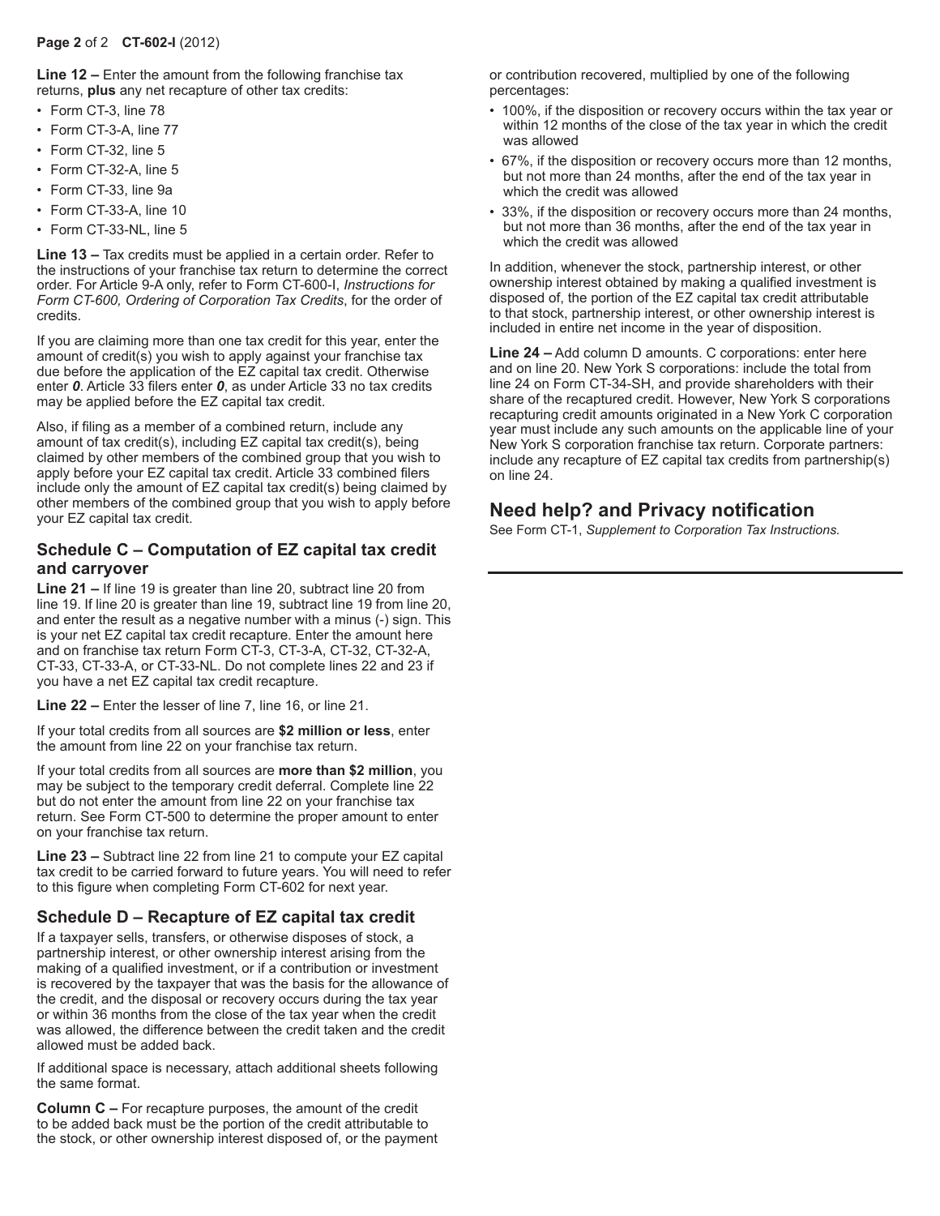**Line 12 –** Enter the amount from the following franchise tax returns, **plus** any net recapture of other tax credits:

- Form CT-3, line 78
- Form CT-3-A, line 77
- Form CT-32, line 5
- Form CT-32-A, line 5
- Form CT-33, line 9a
- Form CT-33-A, line 10
- Form CT-33-NL, line 5

**Line 13 –** Tax credits must be applied in a certain order. Refer to the instructions of your franchise tax return to determine the correct order. For Article 9-A only, refer to Form CT-600-I, *Instructions for Form CT-600, Ordering of Corporation Tax Credits*, for the order of credits.

If you are claiming more than one tax credit for this year, enter the amount of credit(s) you wish to apply against your franchise tax due before the application of the EZ capital tax credit. Otherwise enter ***0***. Article 33 filers enter ***0***, as under Article 33 no tax credits may be applied before the EZ capital tax credit.

Also, if filing as a member of a combined return, include any amount of tax credit(s), including EZ capital tax credit(s), being claimed by other members of the combined group that you wish to apply before your EZ capital tax credit. Article 33 combined filers include only the amount of EZ capital tax credit(s) being claimed by other members of the combined group that you wish to apply before your EZ capital tax credit.

## Schedule C – Computation of EZ capital tax credit and carryover

**Line 21 –** If line 19 is greater than line 20, subtract line 20 from line 19. If line 20 is greater than line 19, subtract line 19 from line 20, and enter the result as a negative number with a minus (-) sign. This is your net EZ capital tax credit recapture. Enter the amount here and on franchise tax return Form CT-3, CT-3-A, CT-32, CT-32-A, CT-33, CT-33-A, or CT-33-NL. Do not complete lines 22 and 23 if you have a net EZ capital tax credit recapture.

**Line 22 –** Enter the lesser of line 7, line 16, or line 21.

If your total credits from all sources are **$2 million or less**, enter the amount from line 22 on your franchise tax return.

If your total credits from all sources are **more than $2 million**, you may be subject to the temporary credit deferral. Complete line 22 but do not enter the amount from line 22 on your franchise tax return. See Form CT-500 to determine the proper amount to enter on your franchise tax return.

**Line 23 –** Subtract line 22 from line 21 to compute your EZ capital tax credit to be carried forward to future years. You will need to refer to this figure when completing Form CT-602 for next year.

## Schedule D – Recapture of EZ capital tax credit

If a taxpayer sells, transfers, or otherwise disposes of stock, a partnership interest, or other ownership interest arising from the making of a qualified investment, or if a contribution or investment is recovered by the taxpayer that was the basis for the allowance of the credit, and the disposal or recovery occurs during the tax year or within 36 months from the close of the tax year when the credit was allowed, the difference between the credit taken and the credit allowed must be added back.

If additional space is necessary, attach additional sheets following the same format.

**Column C –** For recapture purposes, the amount of the credit to be added back must be the portion of the credit attributable to the stock, or other ownership interest disposed of, or the payment or contribution recovered, multiplied by one of the following percentages:

- 100%, if the disposition or recovery occurs within the tax year or within 12 months of the close of the tax year in which the credit was allowed
- 67%, if the disposition or recovery occurs more than 12 months, but not more than 24 months, after the end of the tax year in which the credit was allowed
- 33%, if the disposition or recovery occurs more than 24 months, but not more than 36 months, after the end of the tax year in which the credit was allowed

In addition, whenever the stock, partnership interest, or other ownership interest obtained by making a qualified investment is disposed of, the portion of the EZ capital tax credit attributable to that stock, partnership interest, or other ownership interest is included in entire net income in the year of disposition.

**Line 24 –** Add column D amounts. C corporations: enter here and on line 20. New York S corporations: include the total from line 24 on Form CT-34-SH, and provide shareholders with their share of the recaptured credit. However, New York S corporations recapturing credit amounts originated in a New York C corporation year must include any such amounts on the applicable line of your New York S corporation franchise tax return. Corporate partners: include any recapture of EZ capital tax credits from partnership(s) on line 24.

## Need help? and Privacy notification

See Form CT-1, *Supplement to Corporation Tax Instructions.*